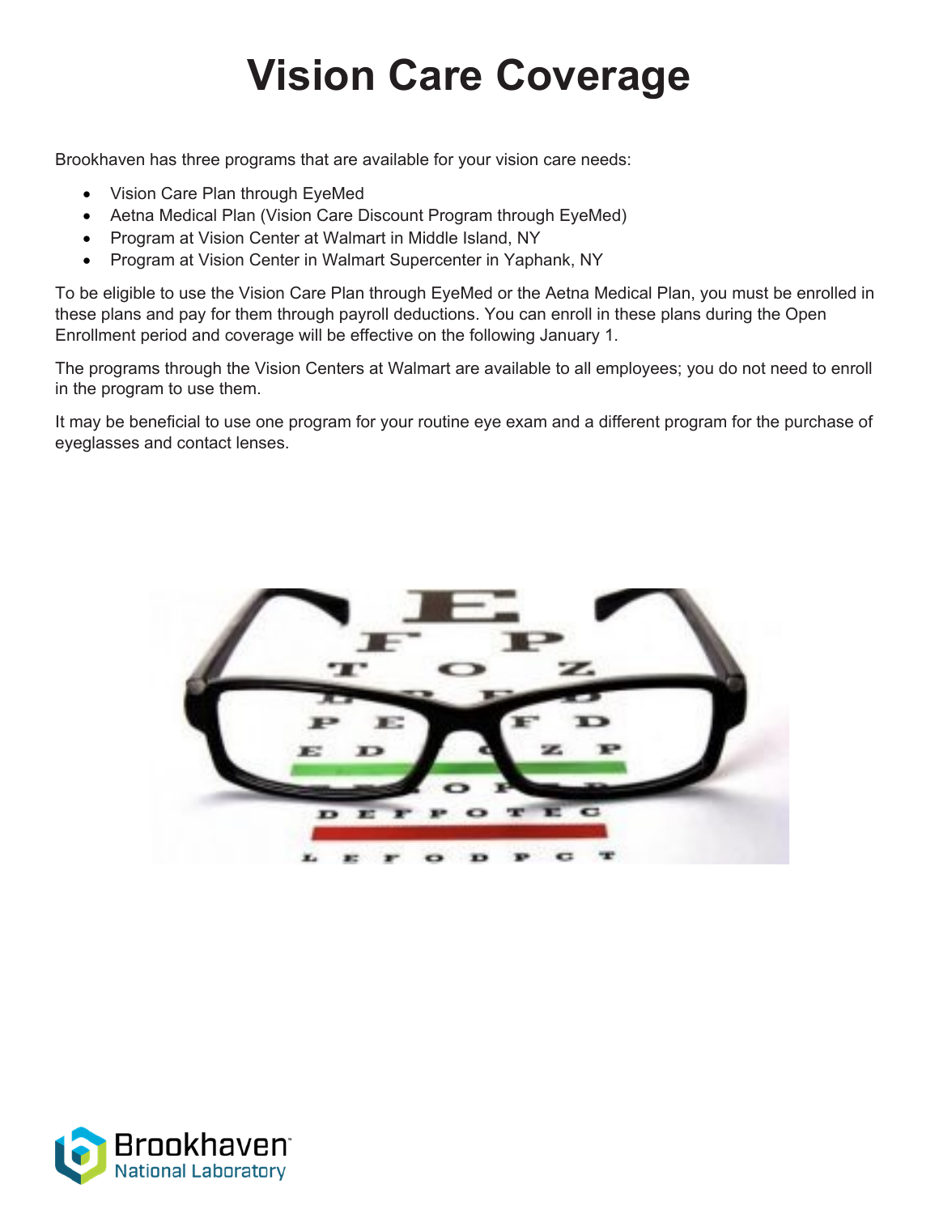# Vision Care Coverage

Brookhaven has three programs that are available for your vision care needs:

- Vision Care Plan through EyeMed
- Aetna Medical Plan (Vision Care Discount Program through EyeMed)
- Program at Vision Center at Walmart in Middle Island, NY
- Program at Vision Center in Walmart Supercenter in Yaphank, NY

To be eligible to use the Vision Care Plan through EyeMed or the Aetna Medical Plan, you must be enrolled in these plans and pay for them through payroll deductions. You can enroll in these plans during the Open Enrollment period and coverage will be effective on the following January 1.

The programs through the Vision Centers at Walmart are available to all employees; you do not need to enroll in the program to use them.

It may be beneficial to use one program for your routine eye exam and a different program for the purchase of eyeglasses and contact lenses.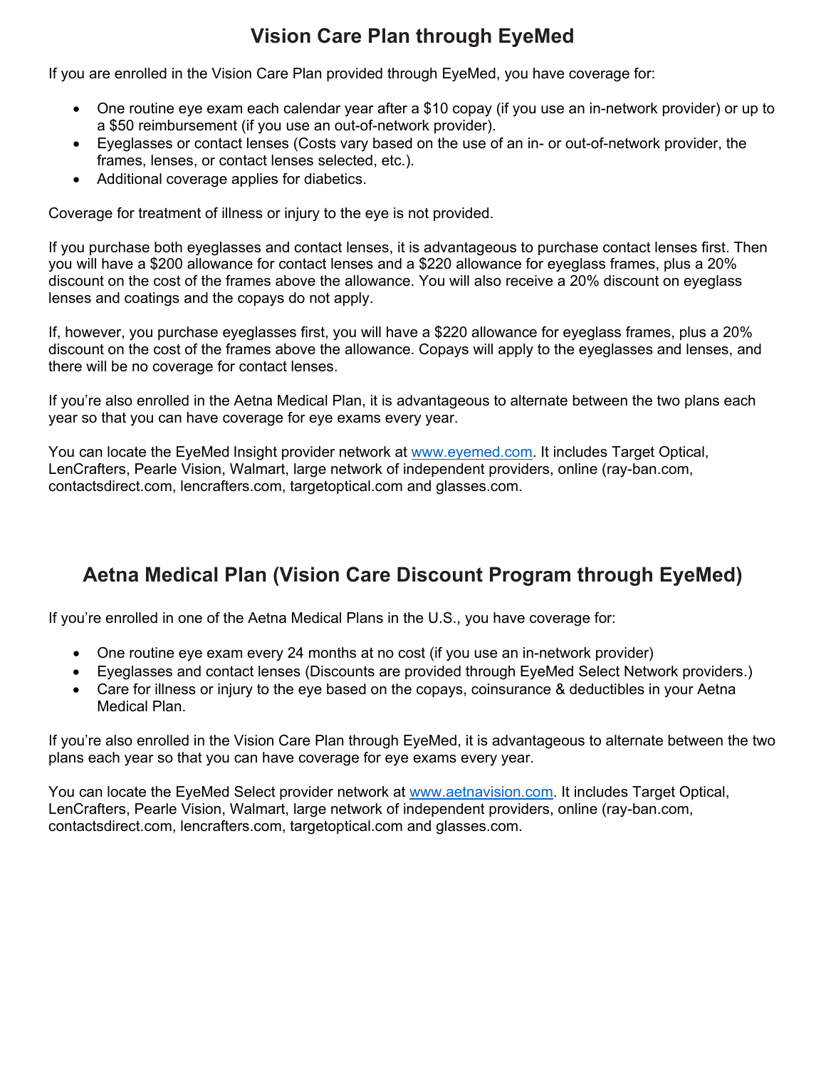# Vision Care Plan through EyeMed

If you are enrolled in the Vision Care Plan provided through EyeMed, you have coverage for:

- One routine eye exam each calendar year after a $10 copay (if you use an in-network provider) or up to a $50 reimbursement (if you use an out-of-network provider).
- Eyeglasses or contact lenses (Costs vary based on the use of an in- or out-of-network provider, the frames, lenses, or contact lenses selected, etc.).
- Additional coverage applies for diabetics.

Coverage for treatment of illness or injury to the eye is not provided.

If you purchase both eyeglasses and contact lenses, it is advantageous to purchase contact lenses first. Then you will have a $200 allowance for contact lenses and a $220 allowance for eyeglass frames, plus a 20% discount on the cost of the frames above the allowance. You will also receive a 20% discount on eyeglass lenses and coatings and the copays do not apply.

If, however, you purchase eyeglasses first, you will have a $220 allowance for eyeglass frames, plus a 20% discount on the cost of the frames above the allowance. Copays will apply to the eyeglasses and lenses, and there will be no coverage for contact lenses.

If you're also enrolled in the Aetna Medical Plan, it is advantageous to alternate between the two plans each year so that you can have coverage for eye exams every year.

You can locate the EyeMed Insight provider network at [www.eyemed.com](http://www.eyemed.com). It includes Target Optical, LenCrafters, Pearle Vision, Walmart, large network of independent providers, online (ray-ban.com, contactsdirect.com, lencrafters.com, targetoptical.com and glasses.com.

# Aetna Medical Plan (Vision Care Discount Program through EyeMed)

If you're enrolled in one of the Aetna Medical Plans in the U.S., you have coverage for:

- One routine eye exam every 24 months at no cost (if you use an in-network provider)
- Eyeglasses and contact lenses (Discounts are provided through EyeMed Select Network providers.)
- Care for illness or injury to the eye based on the copays, coinsurance & deductibles in your Aetna Medical Plan.

If you're also enrolled in the Vision Care Plan through EyeMed, it is advantageous to alternate between the two plans each year so that you can have coverage for eye exams every year.

You can locate the EyeMed Select provider network at [www.aetnavision.com](http://www.aetnavision.com). It includes Target Optical, LenCrafters, Pearle Vision, Walmart, large network of independent providers, online (ray-ban.com, contactsdirect.com, lencrafters.com, targetoptical.com and glasses.com.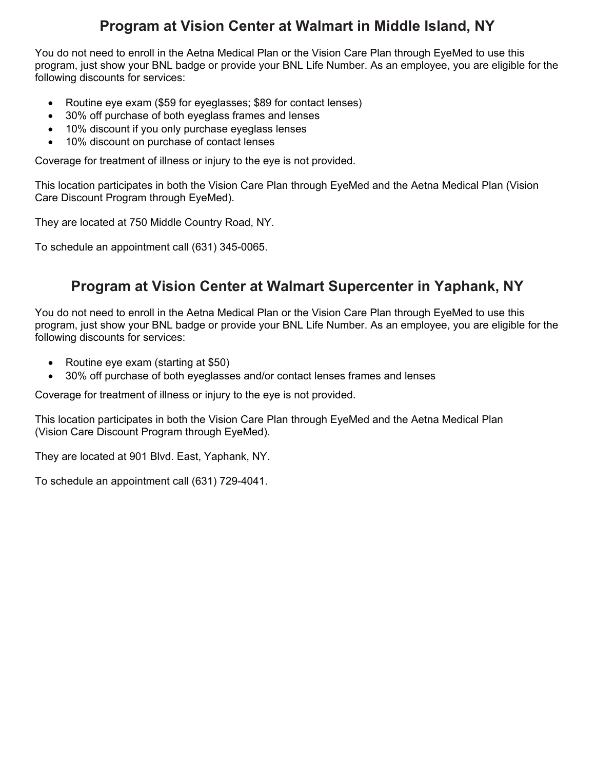## Program at Vision Center at Walmart in Middle Island, NY

You do not need to enroll in the Aetna Medical Plan or the Vision Care Plan through EyeMed to use this program, just show your BNL badge or provide your BNL Life Number. As an employee, you are eligible for the following discounts for services:

- Routine eye exam ($59 for eyeglasses; $89 for contact lenses)
- 30% off purchase of both eyeglass frames and lenses
- 10% discount if you only purchase eyeglass lenses
- 10% discount on purchase of contact lenses

Coverage for treatment of illness or injury to the eye is not provided.

This location participates in both the Vision Care Plan through EyeMed and the Aetna Medical Plan (Vision Care Discount Program through EyeMed).

They are located at 750 Middle Country Road, NY.

To schedule an appointment call (631) 345-0065.

## Program at Vision Center at Walmart Supercenter in Yaphank, NY

You do not need to enroll in the Aetna Medical Plan or the Vision Care Plan through EyeMed to use this program, just show your BNL badge or provide your BNL Life Number. As an employee, you are eligible for the following discounts for services:

- Routine eye exam (starting at $50)
- 30% off purchase of both eyeglasses and/or contact lenses frames and lenses

Coverage for treatment of illness or injury to the eye is not provided.

This location participates in both the Vision Care Plan through EyeMed and the Aetna Medical Plan (Vision Care Discount Program through EyeMed).

They are located at 901 Blvd. East, Yaphank, NY.

To schedule an appointment call (631) 729-4041.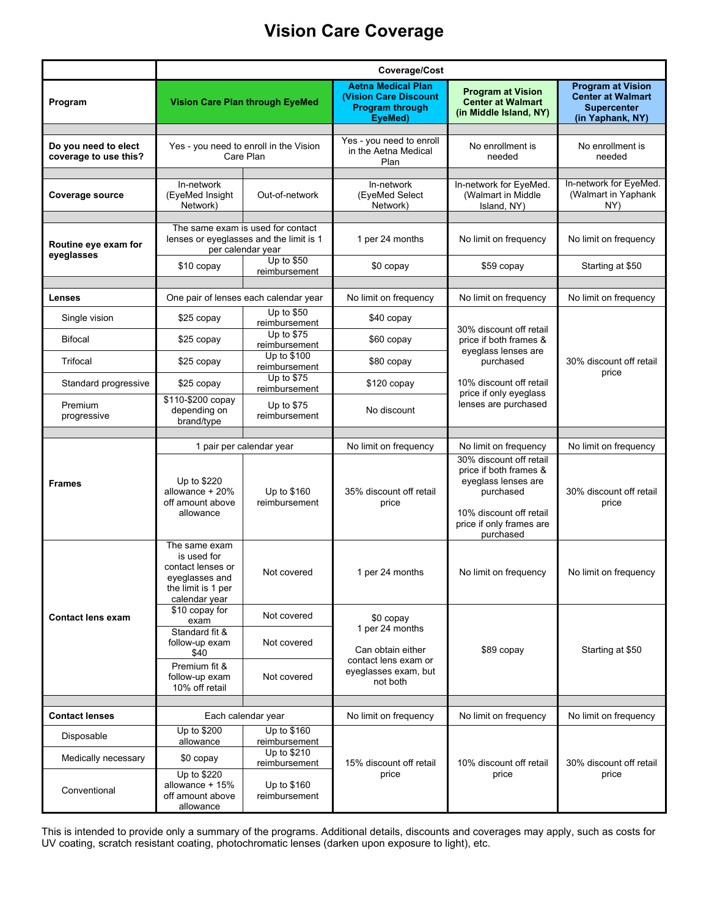# Vision Care Coverage

| | Coverage/Cost | | | | |
|---|---|---|---|---|---|
| **Program** | **Vision Care Plan through EyeMed** | | **Aetna Medical Plan (Vision Care Discount Program through EyeMed)** | **Program at Vision Center at Walmart (in Middle Island, NY)** | **Program at Vision Center at Walmart Supercenter (in Yaphank, NY)** |
| **Do you need to elect coverage to use this?** | Yes - you need to enroll in the Vision Care Plan | | Yes - you need to enroll in the Aetna Medical Plan | No enrollment is needed | No enrollment is needed |
| **Coverage source** | In-network (EyeMed Insight Network) | Out-of-network | In-network (EyeMed Select Network) | In-network for EyeMed. (Walmart in Middle Island, NY) | In-network for EyeMed. (Walmart in Yaphank NY) |
| **Routine eye exam for eyeglasses** | The same exam is used for contact lenses or eyeglasses and the limit is 1 per calendar year | | 1 per 24 months | No limit on frequency | No limit on frequency |
| | $10 copay | Up to $50 reimbursement | $0 copay | $59 copay | Starting at $50 |
| **Lenses** | One pair of lenses each calendar year | | No limit on frequency | No limit on frequency | No limit on frequency |
| Single vision | $25 copay | Up to $50 reimbursement | $40 copay | 30% discount off retail price if both frames & eyeglass lenses are purchased<br><br>10% discount off retail price if only eyeglass lenses are purchased | 30% discount off retail price |
| Bifocal | $25 copay | Up to $75 reimbursement | $60 copay | | |
| Trifocal | $25 copay | Up to $100 reimbursement | $80 copay | | |
| Standard progressive | $25 copay | Up to $75 reimbursement | $120 copay | | |
| Premium progressive | $110-$200 copay depending on brand/type | Up to $75 reimbursement | No discount | | |
| **Frames** | 1 pair per calendar year | | No limit on frequency | No limit on frequency | No limit on frequency |
| | Up to $220 allowance + 20% off amount above allowance | Up to $160 reimbursement | 35% discount off retail price | 30% discount off retail price if both frames & eyeglass lenses are purchased<br><br>10% discount off retail price if only frames are purchased | 30% discount off retail price |
| **Contact lens exam** | The same exam is used for contact lenses or eyeglasses and the limit is 1 per calendar year | Not covered | 1 per 24 months | No limit on frequency | No limit on frequency |
| | $10 copay for exam | Not covered | $0 copay<br>1 per 24 months<br><br>Can obtain either contact lens exam or eyeglasses exam, but not both | $89 copay | Starting at $50 |
| | Standard fit & follow-up exam $40 | Not covered | | | |
| | Premium fit & follow-up exam 10% off retail | Not covered | | | |
| **Contact lenses** | Each calendar year | | No limit on frequency | No limit on frequency | No limit on frequency |
| Disposable | Up to $200 allowance | Up to $160 reimbursement | 15% discount off retail price | 10% discount off retail price | 30% discount off retail price |
| Medically necessary | $0 copay | Up to $210 reimbursement | | | |
| Conventional | Up to $220 allowance + 15% off amount above allowance | Up to $160 reimbursement | | | |

This is intended to provide only a summary of the programs. Additional details, discounts and coverages may apply, such as costs for UV coating, scratch resistant coating, photochromatic lenses (darken upon exposure to light), etc.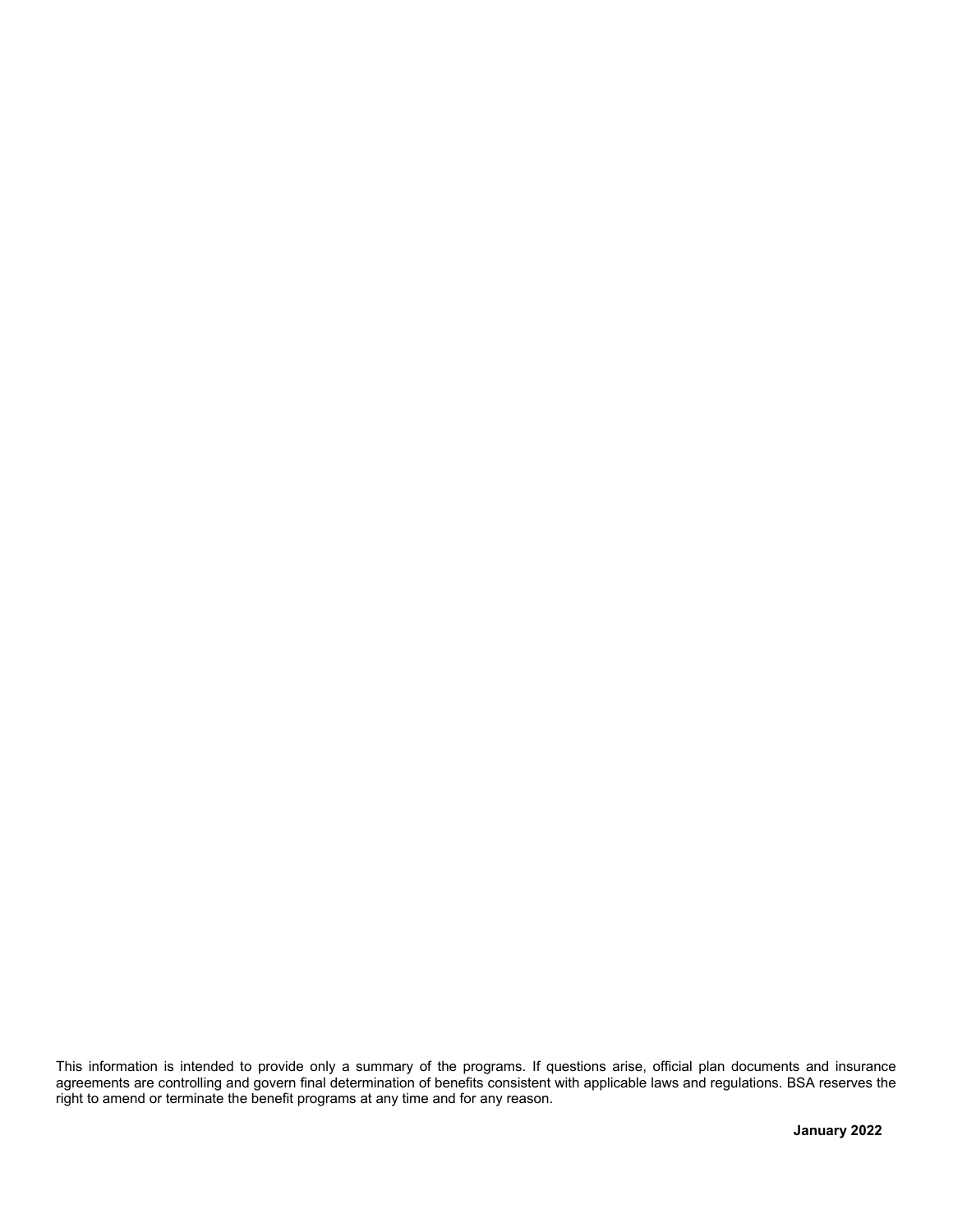This information is intended to provide only a summary of the programs. If questions arise, official plan documents and insurance agreements are controlling and govern final determination of benefits consistent with applicable laws and regulations. BSA reserves the right to amend or terminate the benefit programs at any time and for any reason.

**January 2022**